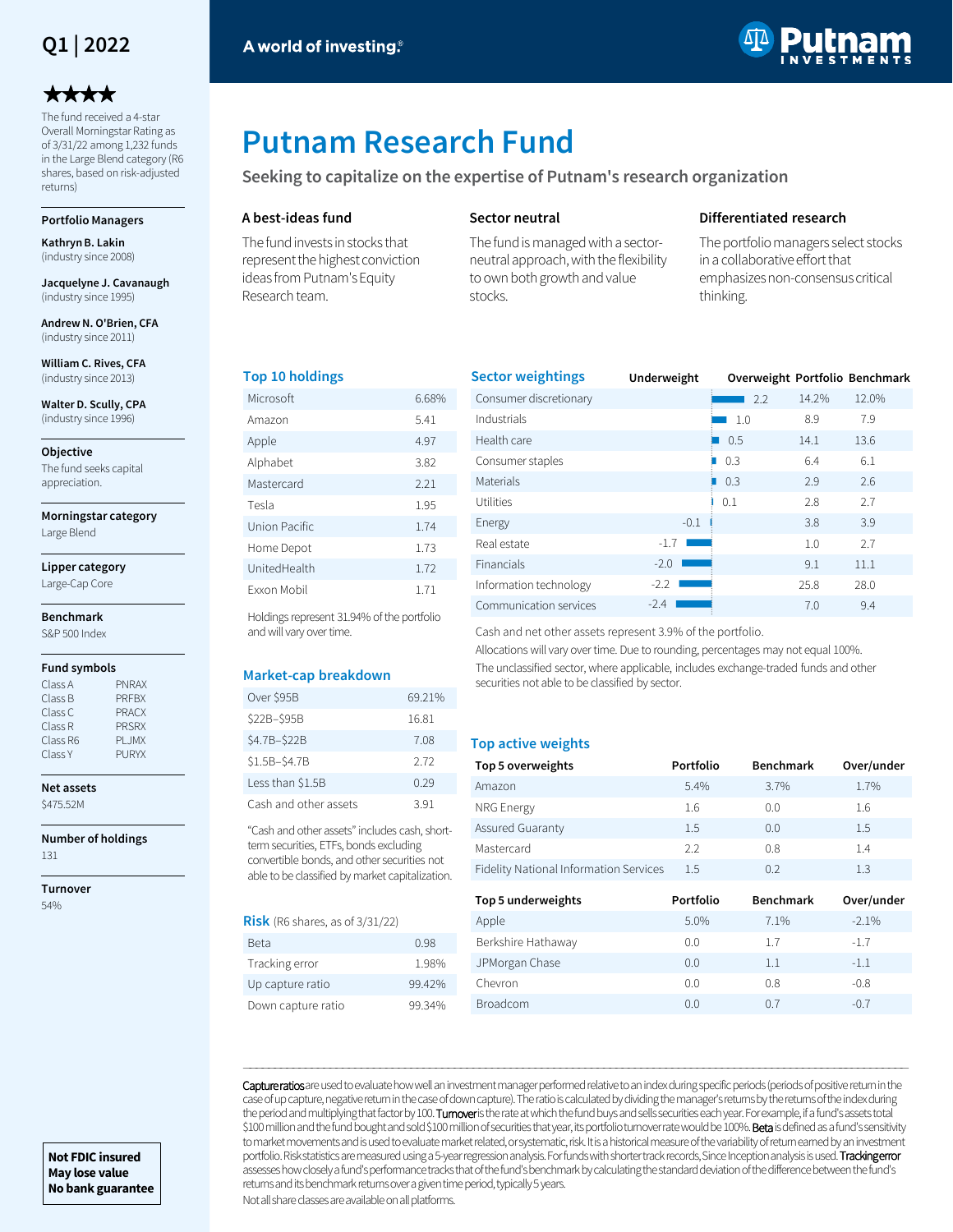Q1 | 2022

★★★★

The fund received a 4-star Overall Morningstar Rating as of 3/31/22 among 1,232 funds in the Large Blend category (R6 shares, based on risk-adjusted returns)

**Portfolio Managers**

**Kathryn B. Lakin** (industry since 2008)

**Jacquelyne J. Cavanaugh** (industry since 1995)

**Andrew N. O'Brien, CFA** (industry since 2011)

**William C. Rives, CFA** (industry since 2013)

**Walter D. Scully, CPA** (industry since 1996)

**Objective**

The fund seeks capital appreciation.

**Morningstar category**

Large Blend

**Lipper category**

Large-Cap Core

**Benchmark**

S&P 500 Index

**Fund symbols**

| Class | Symbol |
|---|---|
| Class A | PNRAX |
| Class B | PRFBX |
| Class C | PRACX |
| Class R | PRSRX |
| Class R6 | PLJMX |
| Class Y | PURYX |

**Net assets**

$475.52M

**Number of holdings**

131

**Turnover**

54%

**Not FDIC insured**
**May lose value**
**No bank guarantee**

A world of investing.®

Putnam INVESTMENTS

# Putnam Research Fund

## Seeking to capitalize on the expertise of Putnam's research organization

### A best-ideas fund

The fund invests in stocks that represent the highest conviction ideas from Putnam's Equity Research team.

### Sector neutral

The fund is managed with a sector-neutral approach, with the flexibility to own both growth and value stocks.

### Differentiated research

The portfolio managers select stocks in a collaborative effort that emphasizes non-consensus critical thinking.

### Top 10 holdings

| Holding | % |
|---|---|
| Microsoft | 6.68% |
| Amazon | 5.41 |
| Apple | 4.97 |
| Alphabet | 3.82 |
| Mastercard | 2.21 |
| Tesla | 1.95 |
| Union Pacific | 1.74 |
| Home Depot | 1.73 |
| UnitedHealth | 1.72 |
| Exxon Mobil | 1.71 |

Holdings represent 31.94% of the portfolio and will vary over time.

### Market-cap breakdown

| Market cap | % |
|---|---|
| Over $95B | 69.21% |
| $22B–$95B | 16.81 |
| $4.7B–$22B | 7.08 |
| $1.5B–$4.7B | 2.72 |
| Less than $1.5B | 0.29 |
| Cash and other assets | 3.91 |

"Cash and other assets" includes cash, short-term securities, ETFs, bonds excluding convertible bonds, and other securities not able to be classified by market capitalization.

### Risk (R6 shares, as of 3/31/22)

| Measure | Value |
|---|---|
| Beta | 0.98 |
| Tracking error | 1.98% |
| Up capture ratio | 99.42% |
| Down capture ratio | 99.34% |

### Sector weightings

| Sector | Underweight/Overweight | Portfolio | Benchmark |
|---|---|---|---|
| Consumer discretionary | 2.2 | 14.2% | 12.0% |
| Industrials | 1.0 | 8.9 | 7.9 |
| Health care | 0.5 | 14.1 | 13.6 |
| Consumer staples | 0.3 | 6.4 | 6.1 |
| Materials | 0.3 | 2.9 | 2.6 |
| Utilities | 0.1 | 2.8 | 2.7 |
| Energy | -0.1 | 3.8 | 3.9 |
| Real estate | -1.7 | 1.0 | 2.7 |
| Financials | -2.0 | 9.1 | 11.1 |
| Information technology | -2.2 | 25.8 | 28.0 |
| Communication services | -2.4 | 7.0 | 9.4 |

Cash and net other assets represent 3.9% of the portfolio.

Allocations will vary over time. Due to rounding, percentages may not equal 100%.

The unclassified sector, where applicable, includes exchange-traded funds and other securities not able to be classified by sector.

### Top active weights

| Top 5 overweights | Portfolio | Benchmark | Over/under |
|---|---|---|---|
| Amazon | 5.4% | 3.7% | 1.7% |
| NRG Energy | 1.6 | 0.0 | 1.6 |
| Assured Guaranty | 1.5 | 0.0 | 1.5 |
| Mastercard | 2.2 | 0.8 | 1.4 |
| Fidelity National Information Services | 1.5 | 0.2 | 1.3 |

| Top 5 underweights | Portfolio | Benchmark | Over/under |
|---|---|---|---|
| Apple | 5.0% | 7.1% | -2.1% |
| Berkshire Hathaway | 0.0 | 1.7 | -1.7 |
| JPMorgan Chase | 0.0 | 1.1 | -1.1 |
| Chevron | 0.0 | 0.8 | -0.8 |
| Broadcom | 0.0 | 0.7 | -0.7 |

**Capture ratios** are used to evaluate how well an investment manager performed relative to an index during specific periods (periods of positive return in the case of up capture, negative return in the case of down capture). The ratio is calculated by dividing the manager's returns by the returns of the index during the period and multiplying that factor by 100. **Turnover** is the rate at which the fund buys and sells securities each year. For example, if a fund's assets total $100 million and the fund bought and sold $100 million of securities that year, its portfolio turnover rate would be 100%. **Beta** is defined as a fund's sensitivity to market movements and is used to evaluate market related, or systematic, risk. It is a historical measure of the variability of return earned by an investment portfolio. Risk statistics are measured using a 5-year regression analysis. For funds with shorter track records, Since Inception analysis is used. **Tracking error** assesses how closely a fund's performance tracks that of the fund's benchmark by calculating the standard deviation of the difference between the fund's returns and its benchmark returns over a given time period, typically 5 years.

Not all share classes are available on all platforms.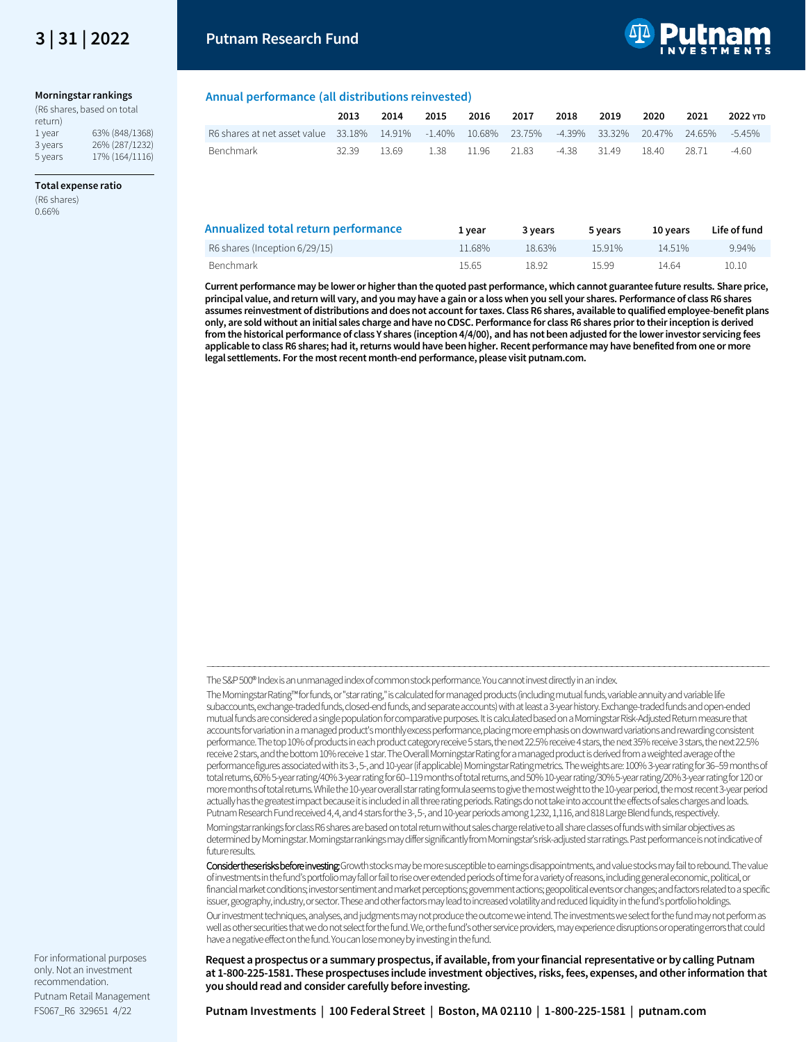### Morningstar rankings

(R6 shares, based on total return)

| | |
|---|---|
| 1 year | 63% (848/1368) |
| 3 years | 26% (287/1232) |
| 5 years | 17% (164/1116) |

### Total expense ratio

(R6 shares)
0.66%

## Annual performance (all distributions reinvested)

| | 2013 | 2014 | 2015 | 2016 | 2017 | 2018 | 2019 | 2020 | 2021 | 2022 YTD |
|---|---|---|---|---|---|---|---|---|---|---|
| R6 shares at net asset value | 33.18% | 14.91% | -1.40% | 10.68% | 23.75% | -4.39% | 33.32% | 20.47% | 24.65% | -5.45% |
| Benchmark | 32.39 | 13.69 | 1.38 | 11.96 | 21.83 | -4.38 | 31.49 | 18.40 | 28.71 | -4.60 |

## Annualized total return performance

| | 1 year | 3 years | 5 years | 10 years | Life of fund |
|---|---|---|---|---|---|
| R6 shares (Inception 6/29/15) | 11.68% | 18.63% | 15.91% | 14.51% | 9.94% |
| Benchmark | 15.65 | 18.92 | 15.99 | 14.64 | 10.10 |

**Current performance may be lower or higher than the quoted past performance, which cannot guarantee future results. Share price, principal value, and return will vary, and you may have a gain or a loss when you sell your shares. Performance of class R6 shares assumes reinvestment of distributions and does not account for taxes. Class R6 shares, available to qualified employee-benefit plans only, are sold without an initial sales charge and have no CDSC. Performance for class R6 shares prior to their inception is derived from the historical performance of class Y shares (inception 4/4/00), and has not been adjusted for the lower investor servicing fees applicable to class R6 shares; had it, returns would have been higher. Recent performance may have benefited from one or more legal settlements. For the most recent month-end performance, please visit putnam.com.**

The S&P 500® Index is an unmanaged index of common stock performance. You cannot invest directly in an index.

The Morningstar Rating™ for funds, or "star rating," is calculated for managed products (including mutual funds, variable annuity and variable life subaccounts, exchange-traded funds, closed-end funds, and separate accounts) with at least a 3-year history. Exchange-traded funds and open-ended mutual funds are considered a single population for comparative purposes. It is calculated based on a Morningstar Risk-Adjusted Return measure that accounts for variation in a managed product's monthly excess performance, placing more emphasis on downward variations and rewarding consistent performance. The top 10% of products in each product category receive 5 stars, the next 22.5% receive 4 stars, the next 35% receive 3 stars, the next 22.5% receive 2 stars, and the bottom 10% receive 1 star. The Overall Morningstar Rating for a managed product is derived from a weighted average of the performance figures associated with its 3-, 5-, and 10-year (if applicable) Morningstar Rating metrics. The weights are: 100% 3-year rating for 36–59 months of total returns, 60% 5-year rating/40% 3-year rating for 60–119 months of total returns, and 50% 10-year rating/30% 5-year rating/20% 3-year rating for 120 or more months of total returns. While the 10-year overall star rating formula seems to give the most weight to the 10-year period, the most recent 3-year period actually has the greatest impact because it is included in all three rating periods. Ratings do not take into account the effects of sales charges and loads. Putnam Research Fund received 4, 4, and 4 stars for the 3-, 5-, and 10-year periods among 1,232, 1,116, and 818 Large Blend funds, respectively.

Morningstar rankings for class R6 shares are based on total return without sales charge relative to all share classes of funds with similar objectives as determined by Morningstar. Morningstar rankings may differ significantly from Morningstar's risk-adjusted star ratings. Past performance is not indicative of future results.

**Consider these risks before investing:** Growth stocks may be more susceptible to earnings disappointments, and value stocks may fail to rebound. The value of investments in the fund's portfolio may fall or fail to rise over extended periods of time for a variety of reasons, including general economic, political, or financial market conditions; investor sentiment and market perceptions; government actions; geopolitical events or changes; and factors related to a specific issuer, geography, industry, or sector. These and other factors may lead to increased volatility and reduced liquidity in the fund's portfolio holdings.

Our investment techniques, analyses, and judgments may not produce the outcome we intend. The investments we select for the fund may not perform as well as other securities that we do not select for the fund. We, or the fund's other service providers, may experience disruptions or operating errors that could have a negative effect on the fund. You can lose money by investing in the fund.

**Request a prospectus or a summary prospectus, if available, from your financial representative or by calling Putnam at 1-800-225-1581. These prospectuses include investment objectives, risks, fees, expenses, and other information that you should read and consider carefully before investing.**

For informational purposes only. Not an investment recommendation.

Putnam Retail Management

FS067_R6 329651 4/22

**Putnam Investments | 100 Federal Street | Boston, MA 02110 | 1-800-225-1581 | putnam.com**